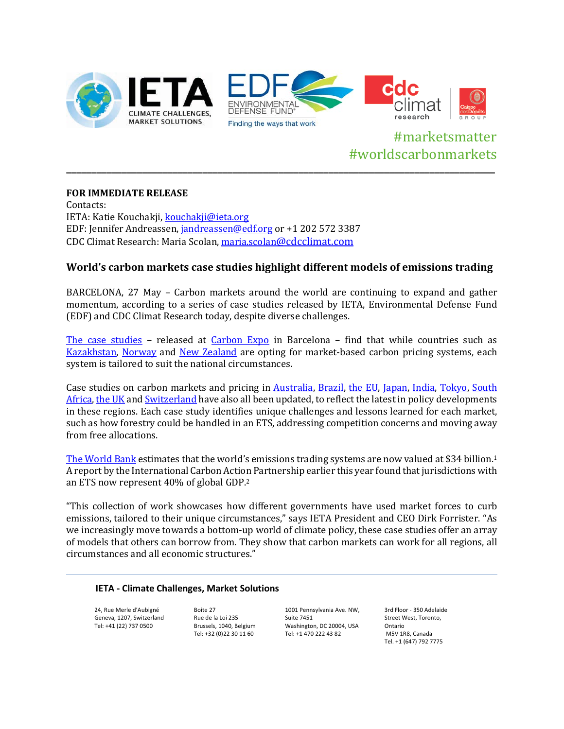#marketsmatter
#worldcarbonmarkets

**FOR IMMEDIATE RELEASE**
Contacts:
IETA: Katie Kouchakji, kouchakji@ieta.org
EDF: Jennifer Andreassen, jandreassen@edf.org or +1 202 572 3387
CDC Climat Research: Maria Scolan, maria.scolan@cdcclimat.com

## World's carbon markets case studies highlight different models of emissions trading

BARCELONA, 27 May – Carbon markets around the world are continuing to expand and gather momentum, according to a series of case studies released by IETA, Environmental Defense Fund (EDF) and CDC Climat Research today, despite diverse challenges.

The case studies – released at Carbon Expo in Barcelona – find that while countries such as Kazakhstan, Norway and New Zealand are opting for market-based carbon pricing systems, each system is tailored to suit the national circumstances.

Case studies on carbon markets and pricing in Australia, Brazil, the EU, Japan, India, Tokyo, South Africa, the UK and Switzerland have also all been updated, to reflect the latest in policy developments in these regions. Each case study identifies unique challenges and lessons learned for each market, such as how forestry could be handled in an ETS, addressing competition concerns and moving away from free allocations.

The World Bank estimates that the world's emissions trading systems are now valued at $34 billion.[1] A report by the International Carbon Action Partnership earlier this year found that jurisdictions with an ETS now represent 40% of global GDP.[2]

"This collection of work showcases how different governments have used market forces to curb emissions, tailored to their unique circumstances," says IETA President and CEO Dirk Forrister. "As we increasingly move towards a bottom-up world of climate policy, these case studies offer an array of models that others can borrow from. They show that carbon markets can work for all regions, all circumstances and all economic structures."

**IETA - Climate Challenges, Market Solutions**

24, Rue Merle d'Aubigné
Geneva, 1207, Switzerland
Tel: +41 (22) 737 0500

Boite 27
Rue de la Loi 235
Brussels, 1040, Belgium
Tel: +32 (0)22 30 11 60

1001 Pennsylvania Ave. NW,
Suite 7451
Washington, DC 20004, USA
Tel: +1 470 222 43 82

3rd Floor - 350 Adelaide
Street West, Toronto,
Ontario
M5V 1R8, Canada
Tel. +1 (647) 792 7775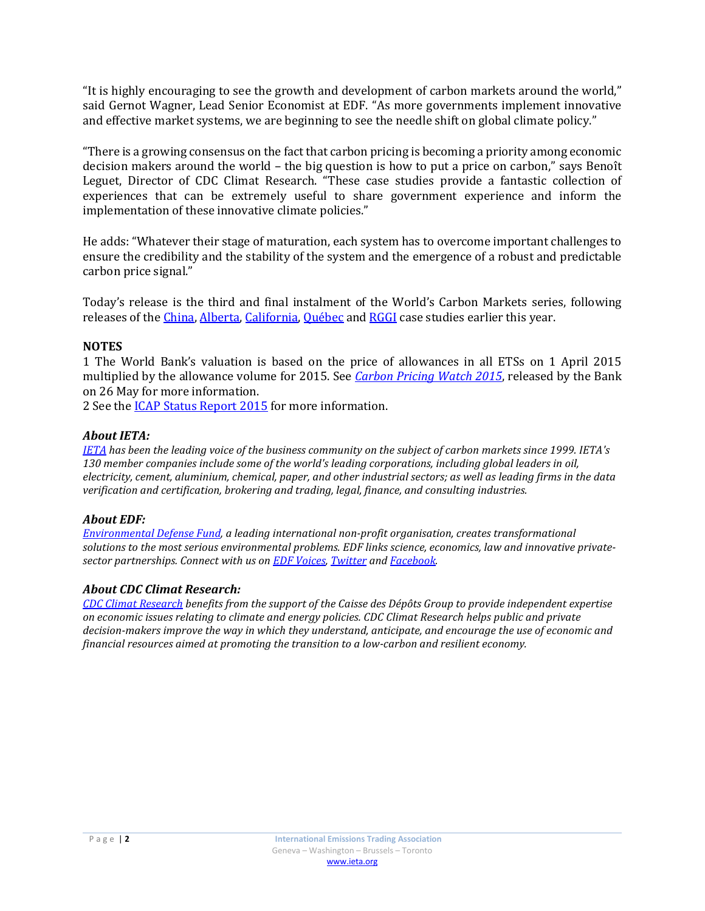"It is highly encouraging to see the growth and development of carbon markets around the world," said Gernot Wagner, Lead Senior Economist at EDF. "As more governments implement innovative and effective market systems, we are beginning to see the needle shift on global climate policy."

"There is a growing consensus on the fact that carbon pricing is becoming a priority among economic decision makers around the world – the big question is how to put a price on carbon," says Benoît Leguet, Director of CDC Climat Research. "These case studies provide a fantastic collection of experiences that can be extremely useful to share government experience and inform the implementation of these innovative climate policies."

He adds: "Whatever their stage of maturation, each system has to overcome important challenges to ensure the credibility and the stability of the system and the emergence of a robust and predictable carbon price signal."

Today's release is the third and final instalment of the World's Carbon Markets series, following releases of the China, Alberta, California, Québec and RGGI case studies earlier this year.

**NOTES**

1 The World Bank's valuation is based on the price of allowances in all ETSs on 1 April 2015 multiplied by the allowance volume for 2015. See *Carbon Pricing Watch 2015*, released by the Bank on 26 May for more information.

2 See the ICAP Status Report 2015 for more information.

### *About IETA:*

*IETA has been the leading voice of the business community on the subject of carbon markets since 1999. IETA's 130 member companies include some of the world's leading corporations, including global leaders in oil, electricity, cement, aluminium, chemical, paper, and other industrial sectors; as well as leading firms in the data verification and certification, brokering and trading, legal, finance, and consulting industries.*

### *About EDF:*

*Environmental Defense Fund, a leading international non-profit organisation, creates transformational solutions to the most serious environmental problems. EDF links science, economics, law and innovative private-sector partnerships. Connect with us on EDF Voices, Twitter and Facebook.*

### *About CDC Climat Research:*

*CDC Climat Research benefits from the support of the Caisse des Dépôts Group to provide independent expertise on economic issues relating to climate and energy policies. CDC Climat Research helps public and private decision-makers improve the way in which they understand, anticipate, and encourage the use of economic and financial resources aimed at promoting the transition to a low-carbon and resilient economy.*